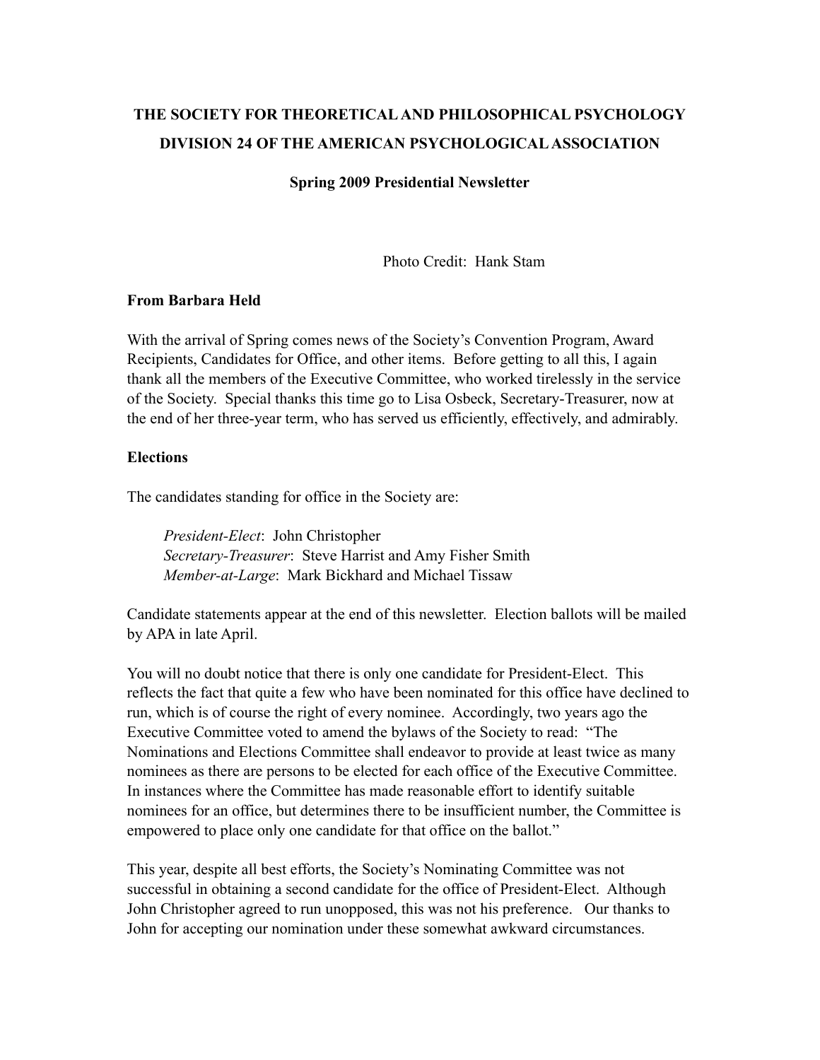# THE SOCIETY FOR THEORETICAL AND PHILOSOPHICAL PSYCHOLOGY
# DIVISION 24 OF THE AMERICAN PSYCHOLOGICAL ASSOCIATION

**Spring 2009 Presidential Newsletter**

Photo Credit: Hank Stam

**From Barbara Held**

With the arrival of Spring comes news of the Society's Convention Program, Award Recipients, Candidates for Office, and other items. Before getting to all this, I again thank all the members of the Executive Committee, who worked tirelessly in the service of the Society. Special thanks this time go to Lisa Osbeck, Secretary-Treasurer, now at the end of her three-year term, who has served us efficiently, effectively, and admirably.

**Elections**

The candidates standing for office in the Society are:

*President-Elect*: John Christopher
*Secretary-Treasurer*: Steve Harrist and Amy Fisher Smith
*Member-at-Large*: Mark Bickhard and Michael Tissaw

Candidate statements appear at the end of this newsletter. Election ballots will be mailed by APA in late April.

You will no doubt notice that there is only one candidate for President-Elect. This reflects the fact that quite a few who have been nominated for this office have declined to run, which is of course the right of every nominee. Accordingly, two years ago the Executive Committee voted to amend the bylaws of the Society to read: "The Nominations and Elections Committee shall endeavor to provide at least twice as many nominees as there are persons to be elected for each office of the Executive Committee. In instances where the Committee has made reasonable effort to identify suitable nominees for an office, but determines there to be insufficient number, the Committee is empowered to place only one candidate for that office on the ballot."

This year, despite all best efforts, the Society's Nominating Committee was not successful in obtaining a second candidate for the office of President-Elect. Although John Christopher agreed to run unopposed, this was not his preference. Our thanks to John for accepting our nomination under these somewhat awkward circumstances.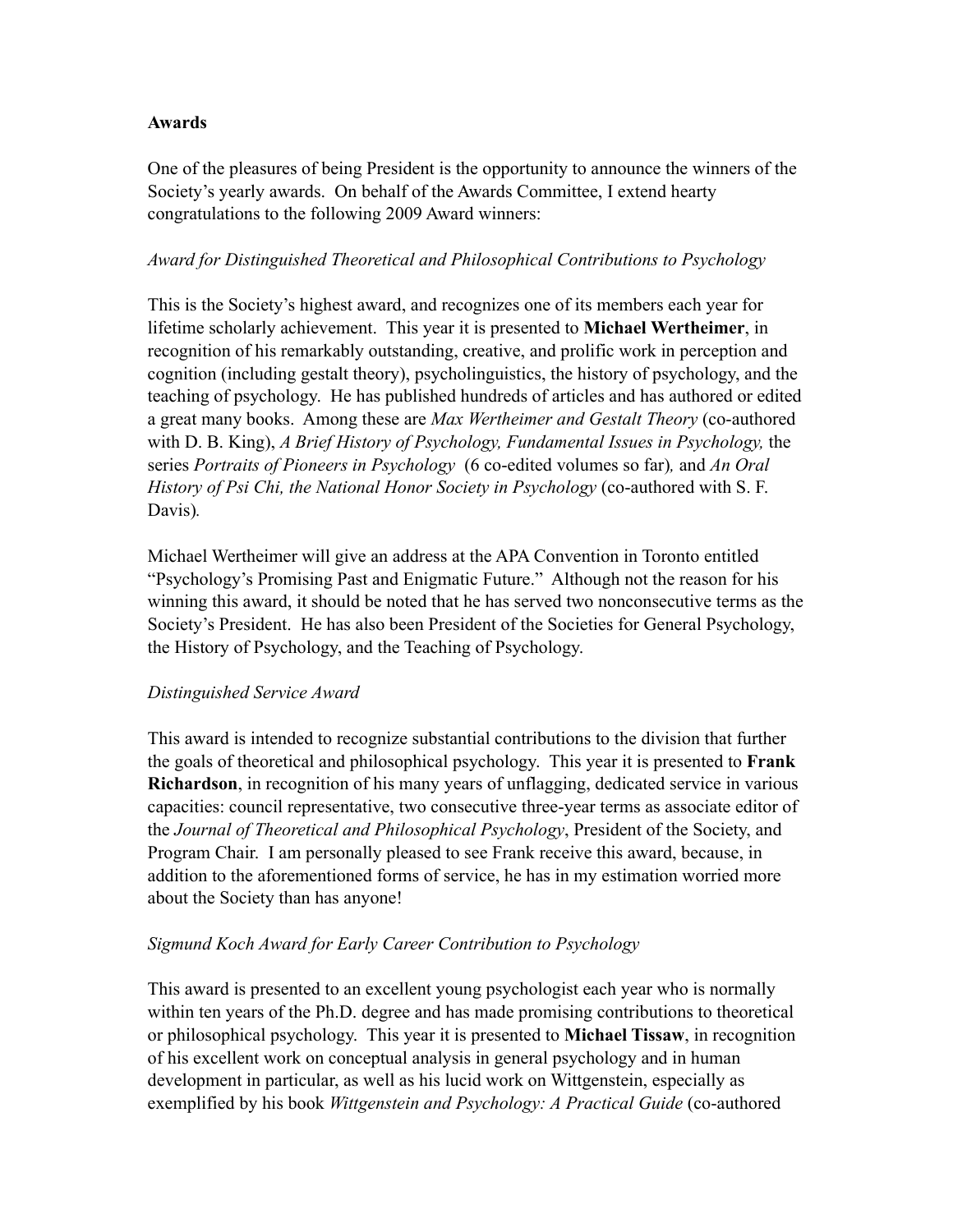**Awards**

One of the pleasures of being President is the opportunity to announce the winners of the Society's yearly awards. On behalf of the Awards Committee, I extend hearty congratulations to the following 2009 Award winners:

*Award for Distinguished Theoretical and Philosophical Contributions to Psychology*

This is the Society's highest award, and recognizes one of its members each year for lifetime scholarly achievement. This year it is presented to **Michael Wertheimer**, in recognition of his remarkably outstanding, creative, and prolific work in perception and cognition (including gestalt theory), psycholinguistics, the history of psychology, and the teaching of psychology. He has published hundreds of articles and has authored or edited a great many books. Among these are *Max Wertheimer and Gestalt Theory* (co-authored with D. B. King), *A Brief History of Psychology, Fundamental Issues in Psychology,* the series *Portraits of Pioneers in Psychology* (6 co-edited volumes so far)*,* and *An Oral History of Psi Chi, the National Honor Society in Psychology* (co-authored with S. F. Davis)*.*

Michael Wertheimer will give an address at the APA Convention in Toronto entitled "Psychology's Promising Past and Enigmatic Future." Although not the reason for his winning this award, it should be noted that he has served two nonconsecutive terms as the Society's President. He has also been President of the Societies for General Psychology, the History of Psychology, and the Teaching of Psychology.

*Distinguished Service Award*

This award is intended to recognize substantial contributions to the division that further the goals of theoretical and philosophical psychology. This year it is presented to **Frank Richardson**, in recognition of his many years of unflagging, dedicated service in various capacities: council representative, two consecutive three-year terms as associate editor of the *Journal of Theoretical and Philosophical Psychology*, President of the Society, and Program Chair. I am personally pleased to see Frank receive this award, because, in addition to the aforementioned forms of service, he has in my estimation worried more about the Society than has anyone!

*Sigmund Koch Award for Early Career Contribution to Psychology*

This award is presented to an excellent young psychologist each year who is normally within ten years of the Ph.D. degree and has made promising contributions to theoretical or philosophical psychology. This year it is presented to **Michael Tissaw**, in recognition of his excellent work on conceptual analysis in general psychology and in human development in particular, as well as his lucid work on Wittgenstein, especially as exemplified by his book *Wittgenstein and Psychology: A Practical Guide* (co-authored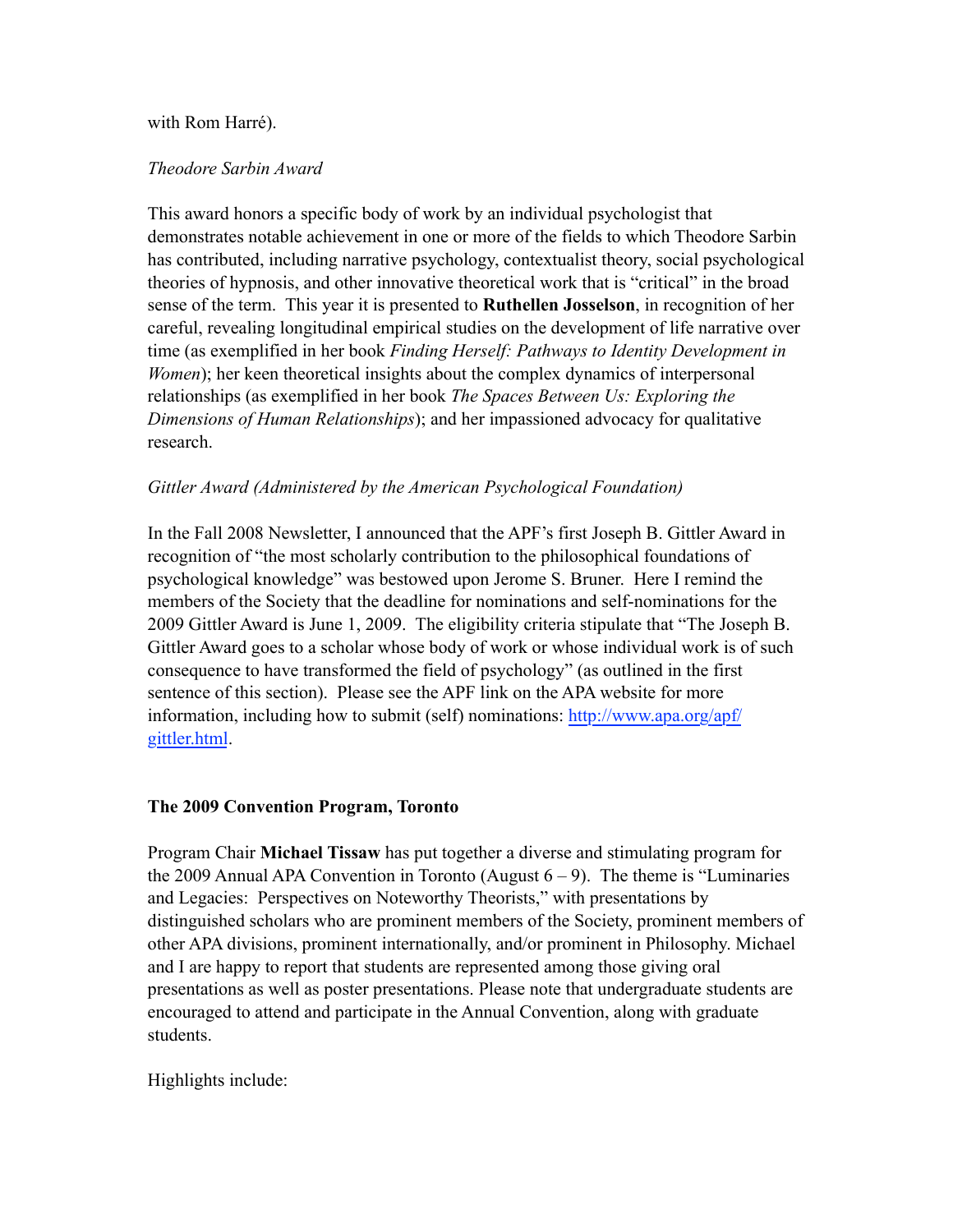with Rom Harré).

*Theodore Sarbin Award*

This award honors a specific body of work by an individual psychologist that demonstrates notable achievement in one or more of the fields to which Theodore Sarbin has contributed, including narrative psychology, contextualist theory, social psychological theories of hypnosis, and other innovative theoretical work that is "critical" in the broad sense of the term. This year it is presented to **Ruthellen Josselson**, in recognition of her careful, revealing longitudinal empirical studies on the development of life narrative over time (as exemplified in her book *Finding Herself: Pathways to Identity Development in Women*); her keen theoretical insights about the complex dynamics of interpersonal relationships (as exemplified in her book *The Spaces Between Us: Exploring the Dimensions of Human Relationships*); and her impassioned advocacy for qualitative research.

*Gittler Award (Administered by the American Psychological Foundation)*

In the Fall 2008 Newsletter, I announced that the APF's first Joseph B. Gittler Award in recognition of "the most scholarly contribution to the philosophical foundations of psychological knowledge" was bestowed upon Jerome S. Bruner. Here I remind the members of the Society that the deadline for nominations and self-nominations for the 2009 Gittler Award is June 1, 2009. The eligibility criteria stipulate that "The Joseph B. Gittler Award goes to a scholar whose body of work or whose individual work is of such consequence to have transformed the field of psychology" (as outlined in the first sentence of this section). Please see the APF link on the APA website for more information, including how to submit (self) nominations: [http://www.apa.org/apf/gittler.html](http://www.apa.org/apf/gittler.html).

**The 2009 Convention Program, Toronto**

Program Chair **Michael Tissaw** has put together a diverse and stimulating program for the 2009 Annual APA Convention in Toronto (August 6 – 9). The theme is "Luminaries and Legacies: Perspectives on Noteworthy Theorists," with presentations by distinguished scholars who are prominent members of the Society, prominent members of other APA divisions, prominent internationally, and/or prominent in Philosophy. Michael and I are happy to report that students are represented among those giving oral presentations as well as poster presentations. Please note that undergraduate students are encouraged to attend and participate in the Annual Convention, along with graduate students.

Highlights include: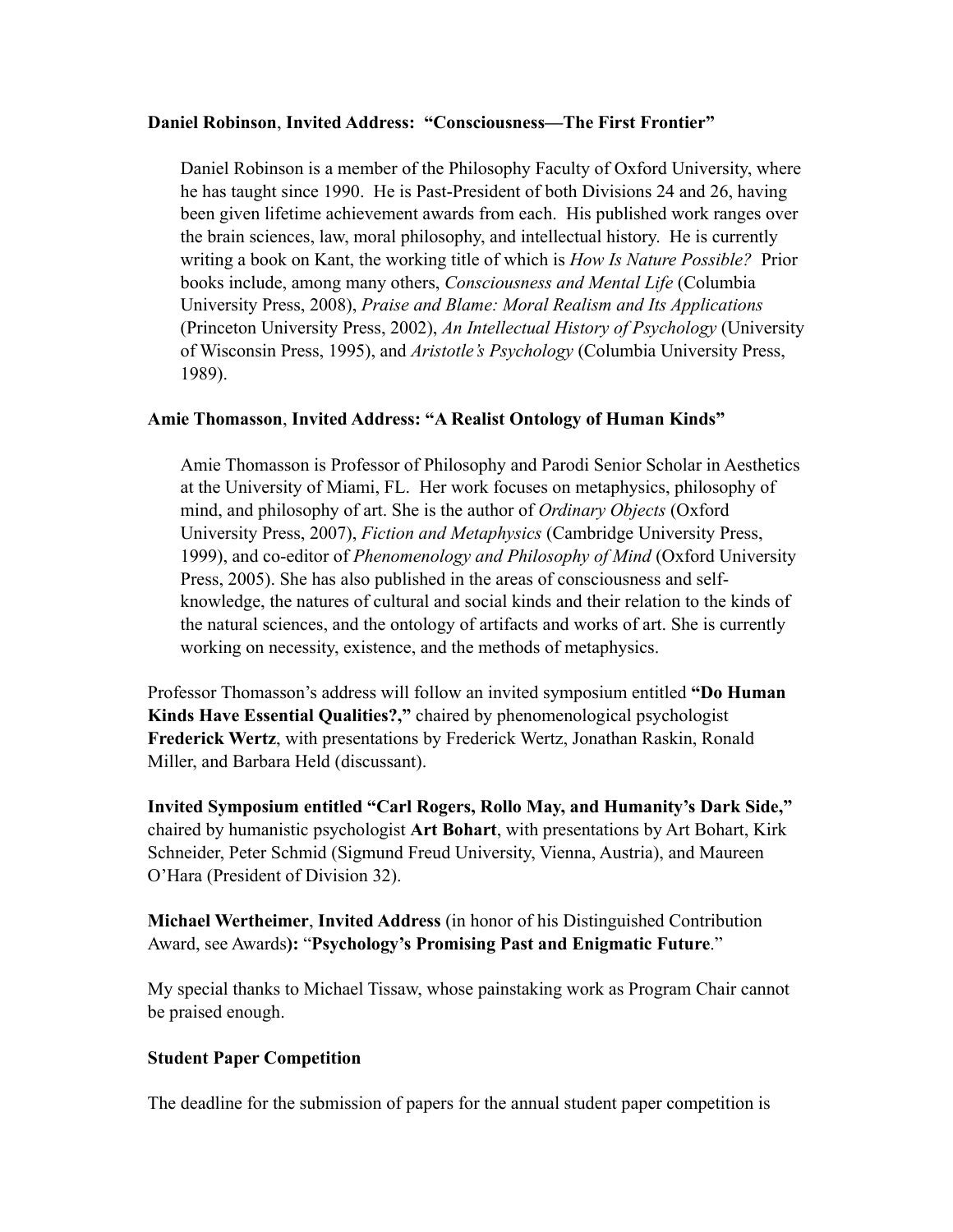**Daniel Robinson**, **Invited Address: "Consciousness—The First Frontier"**

> Daniel Robinson is a member of the Philosophy Faculty of Oxford University, where he has taught since 1990. He is Past-President of both Divisions 24 and 26, having been given lifetime achievement awards from each. His published work ranges over the brain sciences, law, moral philosophy, and intellectual history. He is currently writing a book on Kant, the working title of which is *How Is Nature Possible?* Prior books include, among many others, *Consciousness and Mental Life* (Columbia University Press, 2008), *Praise and Blame: Moral Realism and Its Applications* (Princeton University Press, 2002), *An Intellectual History of Psychology* (University of Wisconsin Press, 1995), and *Aristotle's Psychology* (Columbia University Press, 1989).

**Amie Thomasson**, **Invited Address: "A Realist Ontology of Human Kinds"**

> Amie Thomasson is Professor of Philosophy and Parodi Senior Scholar in Aesthetics at the University of Miami, FL. Her work focuses on metaphysics, philosophy of mind, and philosophy of art. She is the author of *Ordinary Objects* (Oxford University Press, 2007), *Fiction and Metaphysics* (Cambridge University Press, 1999), and co-editor of *Phenomenology and Philosophy of Mind* (Oxford University Press, 2005). She has also published in the areas of consciousness and self-knowledge, the natures of cultural and social kinds and their relation to the kinds of the natural sciences, and the ontology of artifacts and works of art. She is currently working on necessity, existence, and the methods of metaphysics.

Professor Thomasson's address will follow an invited symposium entitled **"Do Human Kinds Have Essential Qualities?,"** chaired by phenomenological psychologist **Frederick Wertz**, with presentations by Frederick Wertz, Jonathan Raskin, Ronald Miller, and Barbara Held (discussant).

**Invited Symposium entitled "Carl Rogers, Rollo May, and Humanity's Dark Side,"** chaired by humanistic psychologist **Art Bohart**, with presentations by Art Bohart, Kirk Schneider, Peter Schmid (Sigmund Freud University, Vienna, Austria), and Maureen O'Hara (President of Division 32).

**Michael Wertheimer**, **Invited Address** (in honor of his Distinguished Contribution Award, see Awards**):** "**Psychology's Promising Past and Enigmatic Future**."

My special thanks to Michael Tissaw, whose painstaking work as Program Chair cannot be praised enough.

**Student Paper Competition**

The deadline for the submission of papers for the annual student paper competition is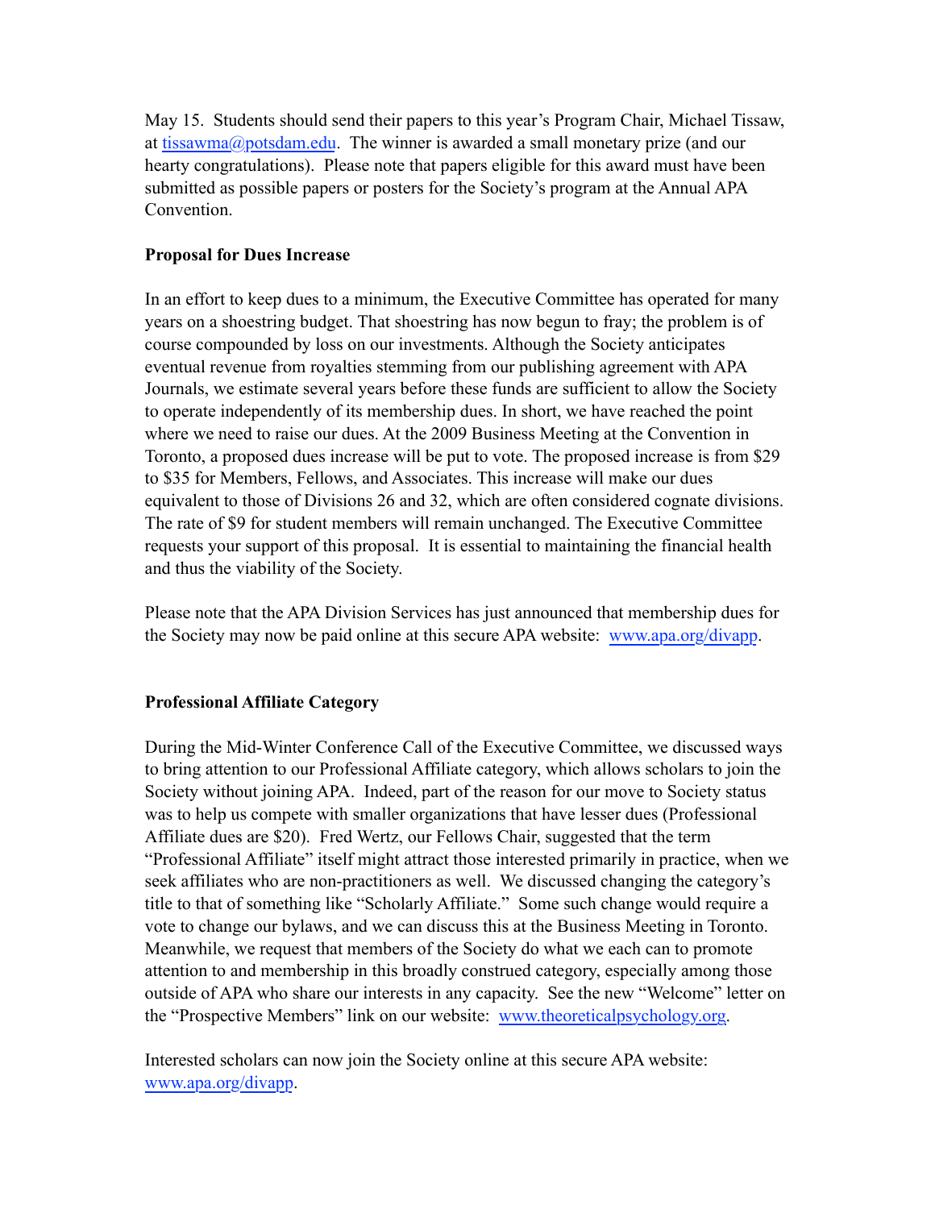May 15. Students should send their papers to this year's Program Chair, Michael Tissaw, at tissawma@potsdam.edu. The winner is awarded a small monetary prize (and our hearty congratulations). Please note that papers eligible for this award must have been submitted as possible papers or posters for the Society's program at the Annual APA Convention.

**Proposal for Dues Increase**

In an effort to keep dues to a minimum, the Executive Committee has operated for many years on a shoestring budget. That shoestring has now begun to fray; the problem is of course compounded by loss on our investments. Although the Society anticipates eventual revenue from royalties stemming from our publishing agreement with APA Journals, we estimate several years before these funds are sufficient to allow the Society to operate independently of its membership dues. In short, we have reached the point where we need to raise our dues. At the 2009 Business Meeting at the Convention in Toronto, a proposed dues increase will be put to vote. The proposed increase is from $29 to $35 for Members, Fellows, and Associates. This increase will make our dues equivalent to those of Divisions 26 and 32, which are often considered cognate divisions. The rate of $9 for student members will remain unchanged. The Executive Committee requests your support of this proposal. It is essential to maintaining the financial health and thus the viability of the Society.

Please note that the APA Division Services has just announced that membership dues for the Society may now be paid online at this secure APA website: www.apa.org/divapp.

**Professional Affiliate Category**

During the Mid-Winter Conference Call of the Executive Committee, we discussed ways to bring attention to our Professional Affiliate category, which allows scholars to join the Society without joining APA. Indeed, part of the reason for our move to Society status was to help us compete with smaller organizations that have lesser dues (Professional Affiliate dues are $20). Fred Wertz, our Fellows Chair, suggested that the term "Professional Affiliate" itself might attract those interested primarily in practice, when we seek affiliates who are non-practitioners as well. We discussed changing the category's title to that of something like "Scholarly Affiliate." Some such change would require a vote to change our bylaws, and we can discuss this at the Business Meeting in Toronto. Meanwhile, we request that members of the Society do what we each can to promote attention to and membership in this broadly construed category, especially among those outside of APA who share our interests in any capacity. See the new "Welcome" letter on the "Prospective Members" link on our website: www.theoreticalpsychology.org.

Interested scholars can now join the Society online at this secure APA website: www.apa.org/divapp.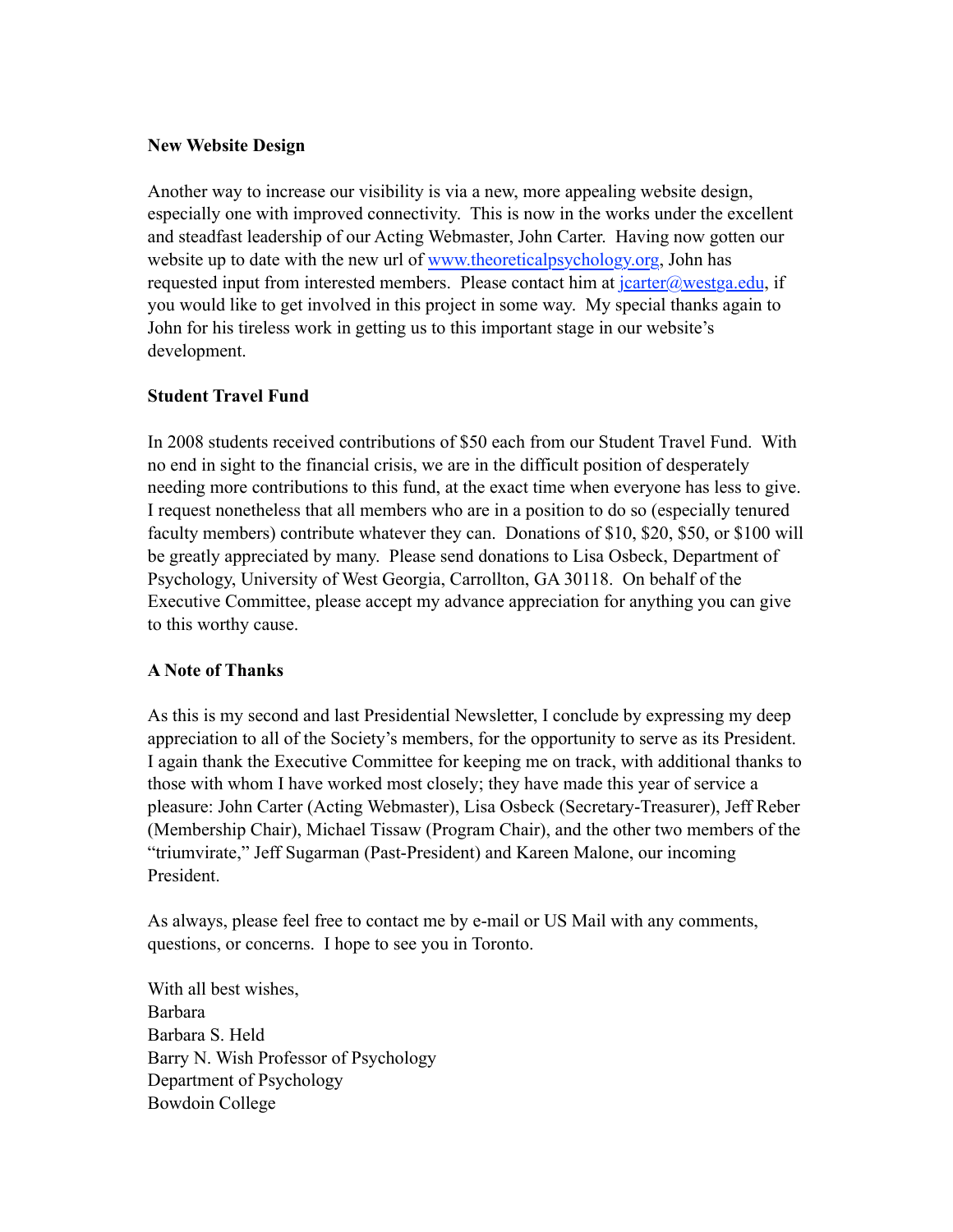**New Website Design**

Another way to increase our visibility is via a new, more appealing website design, especially one with improved connectivity. This is now in the works under the excellent and steadfast leadership of our Acting Webmaster, John Carter. Having now gotten our website up to date with the new url of www.theoreticalpsychology.org, John has requested input from interested members. Please contact him at jcarter@westga.edu, if you would like to get involved in this project in some way. My special thanks again to John for his tireless work in getting us to this important stage in our website's development.

**Student Travel Fund**

In 2008 students received contributions of $50 each from our Student Travel Fund. With no end in sight to the financial crisis, we are in the difficult position of desperately needing more contributions to this fund, at the exact time when everyone has less to give. I request nonetheless that all members who are in a position to do so (especially tenured faculty members) contribute whatever they can. Donations of $10, $20, $50, or $100 will be greatly appreciated by many. Please send donations to Lisa Osbeck, Department of Psychology, University of West Georgia, Carrollton, GA 30118. On behalf of the Executive Committee, please accept my advance appreciation for anything you can give to this worthy cause.

**A Note of Thanks**

As this is my second and last Presidential Newsletter, I conclude by expressing my deep appreciation to all of the Society's members, for the opportunity to serve as its President. I again thank the Executive Committee for keeping me on track, with additional thanks to those with whom I have worked most closely; they have made this year of service a pleasure: John Carter (Acting Webmaster), Lisa Osbeck (Secretary-Treasurer), Jeff Reber (Membership Chair), Michael Tissaw (Program Chair), and the other two members of the "triumvirate," Jeff Sugarman (Past-President) and Kareen Malone, our incoming President.

As always, please feel free to contact me by e-mail or US Mail with any comments, questions, or concerns. I hope to see you in Toronto.

With all best wishes,
Barbara
Barbara S. Held
Barry N. Wish Professor of Psychology
Department of Psychology
Bowdoin College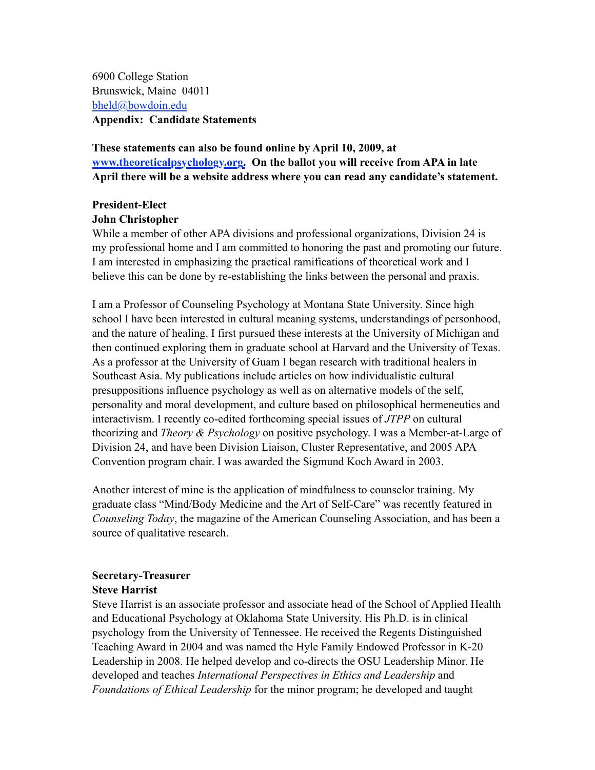6900 College Station
Brunswick, Maine 04011
bheld@bowdoin.edu
**Appendix: Candidate Statements**

**These statements can also be found online by April 10, 2009, at www.theoreticalpsychology.org. On the ballot you will receive from APA in late April there will be a website address where you can read any candidate's statement.**

**President-Elect**
**John Christopher**

While a member of other APA divisions and professional organizations, Division 24 is my professional home and I am committed to honoring the past and promoting our future. I am interested in emphasizing the practical ramifications of theoretical work and I believe this can be done by re-establishing the links between the personal and praxis.

I am a Professor of Counseling Psychology at Montana State University. Since high school I have been interested in cultural meaning systems, understandings of personhood, and the nature of healing. I first pursued these interests at the University of Michigan and then continued exploring them in graduate school at Harvard and the University of Texas. As a professor at the University of Guam I began research with traditional healers in Southeast Asia. My publications include articles on how individualistic cultural presuppositions influence psychology as well as on alternative models of the self, personality and moral development, and culture based on philosophical hermeneutics and interactivism. I recently co-edited forthcoming special issues of *JTPP* on cultural theorizing and *Theory & Psychology* on positive psychology. I was a Member-at-Large of Division 24, and have been Division Liaison, Cluster Representative, and 2005 APA Convention program chair. I was awarded the Sigmund Koch Award in 2003.

Another interest of mine is the application of mindfulness to counselor training. My graduate class "Mind/Body Medicine and the Art of Self-Care" was recently featured in *Counseling Today*, the magazine of the American Counseling Association, and has been a source of qualitative research.

**Secretary-Treasurer**
**Steve Harrist**

Steve Harrist is an associate professor and associate head of the School of Applied Health and Educational Psychology at Oklahoma State University. His Ph.D. is in clinical psychology from the University of Tennessee. He received the Regents Distinguished Teaching Award in 2004 and was named the Hyle Family Endowed Professor in K-20 Leadership in 2008. He helped develop and co-directs the OSU Leadership Minor. He developed and teaches *International Perspectives in Ethics and Leadership* and *Foundations of Ethical Leadership* for the minor program; he developed and taught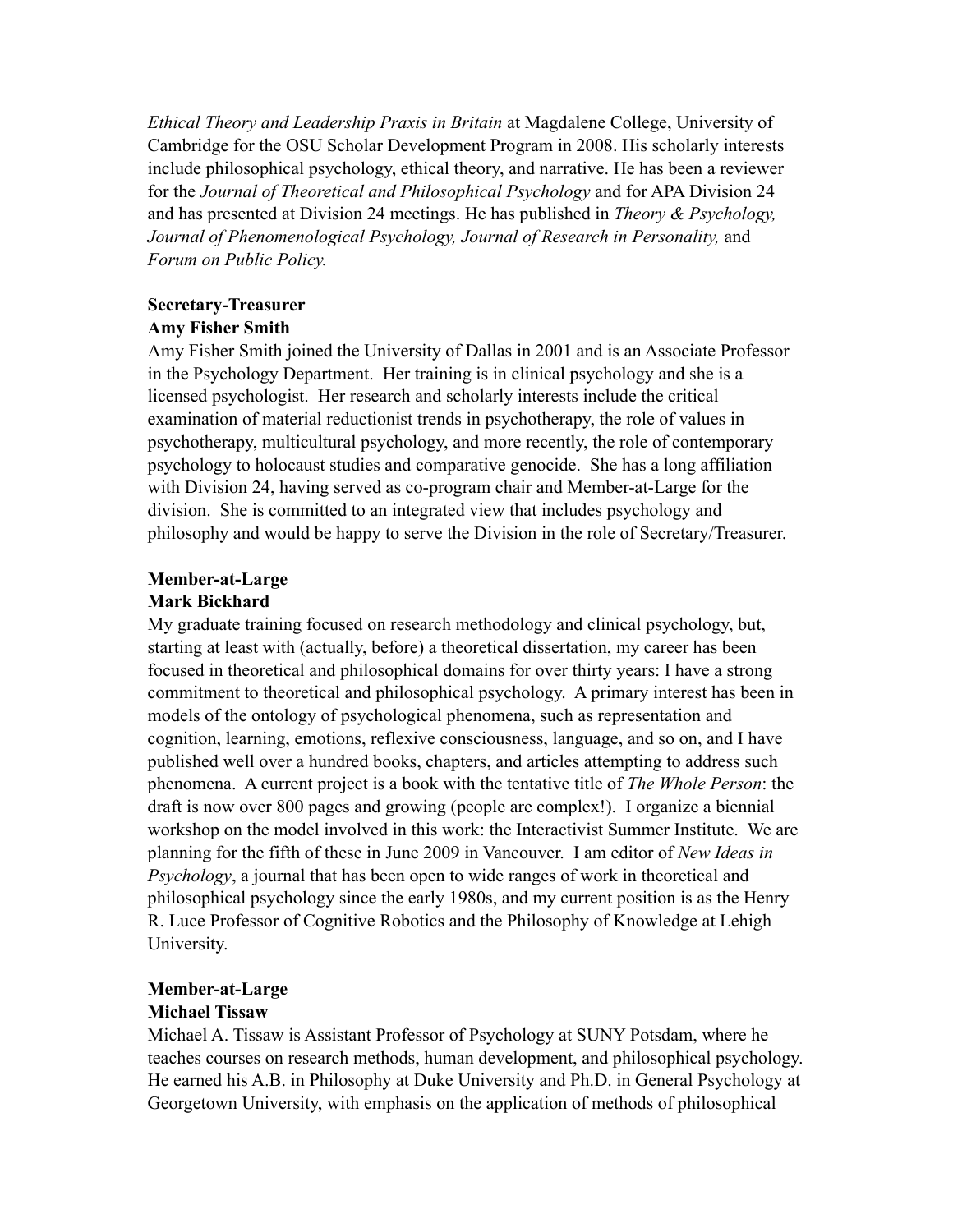*Ethical Theory and Leadership Praxis in Britain* at Magdalene College, University of Cambridge for the OSU Scholar Development Program in 2008. His scholarly interests include philosophical psychology, ethical theory, and narrative. He has been a reviewer for the *Journal of Theoretical and Philosophical Psychology* and for APA Division 24 and has presented at Division 24 meetings. He has published in *Theory & Psychology, Journal of Phenomenological Psychology, Journal of Research in Personality,* and *Forum on Public Policy.*

**Secretary-Treasurer**
**Amy Fisher Smith**

Amy Fisher Smith joined the University of Dallas in 2001 and is an Associate Professor in the Psychology Department. Her training is in clinical psychology and she is a licensed psychologist. Her research and scholarly interests include the critical examination of material reductionist trends in psychotherapy, the role of values in psychotherapy, multicultural psychology, and more recently, the role of contemporary psychology to holocaust studies and comparative genocide. She has a long affiliation with Division 24, having served as co-program chair and Member-at-Large for the division. She is committed to an integrated view that includes psychology and philosophy and would be happy to serve the Division in the role of Secretary/Treasurer.

**Member-at-Large**
**Mark Bickhard**

My graduate training focused on research methodology and clinical psychology, but, starting at least with (actually, before) a theoretical dissertation, my career has been focused in theoretical and philosophical domains for over thirty years: I have a strong commitment to theoretical and philosophical psychology. A primary interest has been in models of the ontology of psychological phenomena, such as representation and cognition, learning, emotions, reflexive consciousness, language, and so on, and I have published well over a hundred books, chapters, and articles attempting to address such phenomena. A current project is a book with the tentative title of *The Whole Person*: the draft is now over 800 pages and growing (people are complex!). I organize a biennial workshop on the model involved in this work: the Interactivist Summer Institute. We are planning for the fifth of these in June 2009 in Vancouver. I am editor of *New Ideas in Psychology*, a journal that has been open to wide ranges of work in theoretical and philosophical psychology since the early 1980s, and my current position is as the Henry R. Luce Professor of Cognitive Robotics and the Philosophy of Knowledge at Lehigh University.

**Member-at-Large**
**Michael Tissaw**

Michael A. Tissaw is Assistant Professor of Psychology at SUNY Potsdam, where he teaches courses on research methods, human development, and philosophical psychology. He earned his A.B. in Philosophy at Duke University and Ph.D. in General Psychology at Georgetown University, with emphasis on the application of methods of philosophical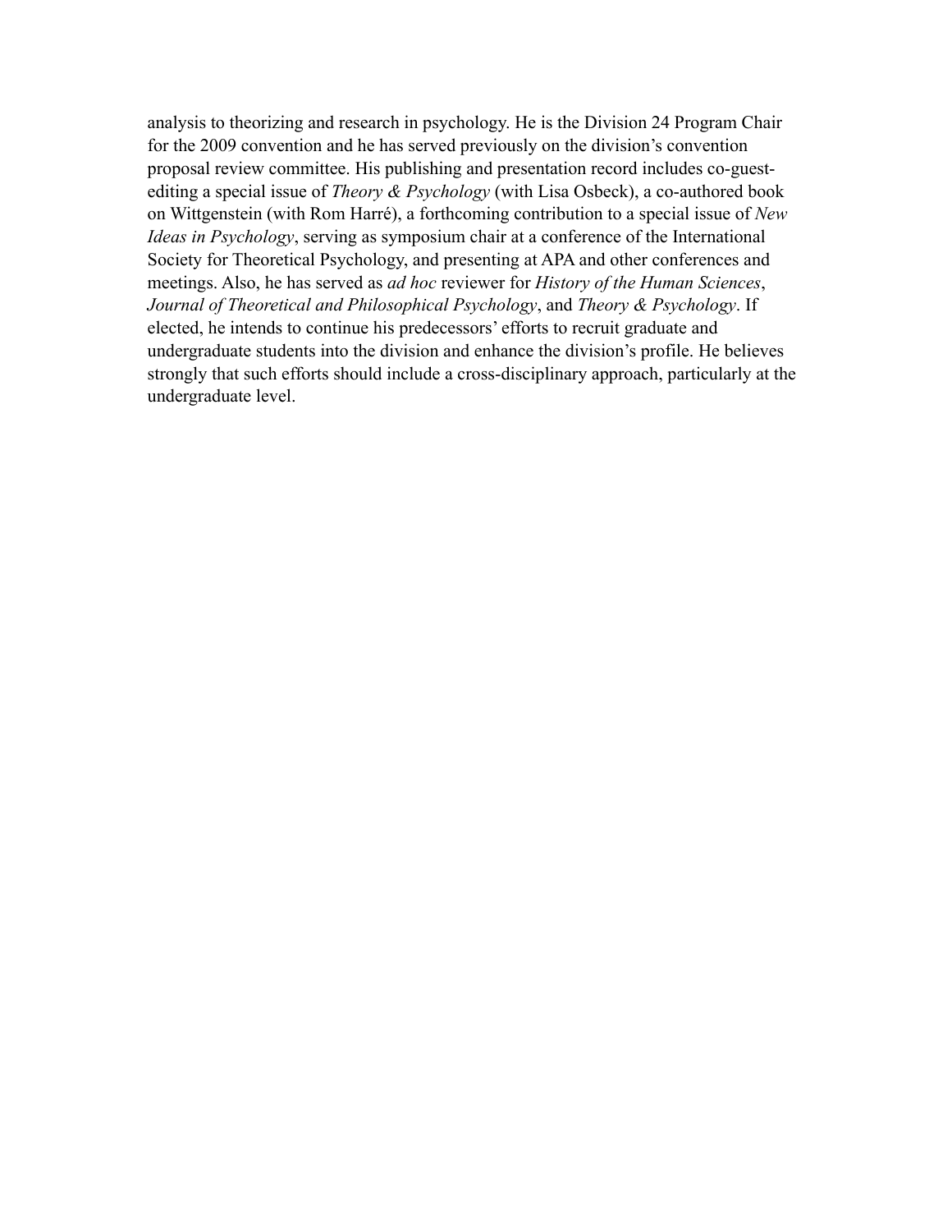analysis to theorizing and research in psychology. He is the Division 24 Program Chair for the 2009 convention and he has served previously on the division's convention proposal review committee. His publishing and presentation record includes co-guest-editing a special issue of *Theory & Psychology* (with Lisa Osbeck), a co-authored book on Wittgenstein (with Rom Harré), a forthcoming contribution to a special issue of *New Ideas in Psychology*, serving as symposium chair at a conference of the International Society for Theoretical Psychology, and presenting at APA and other conferences and meetings. Also, he has served as *ad hoc* reviewer for *History of the Human Sciences*, *Journal of Theoretical and Philosophical Psychology*, and *Theory & Psychology*. If elected, he intends to continue his predecessors' efforts to recruit graduate and undergraduate students into the division and enhance the division's profile. He believes strongly that such efforts should include a cross-disciplinary approach, particularly at the undergraduate level.